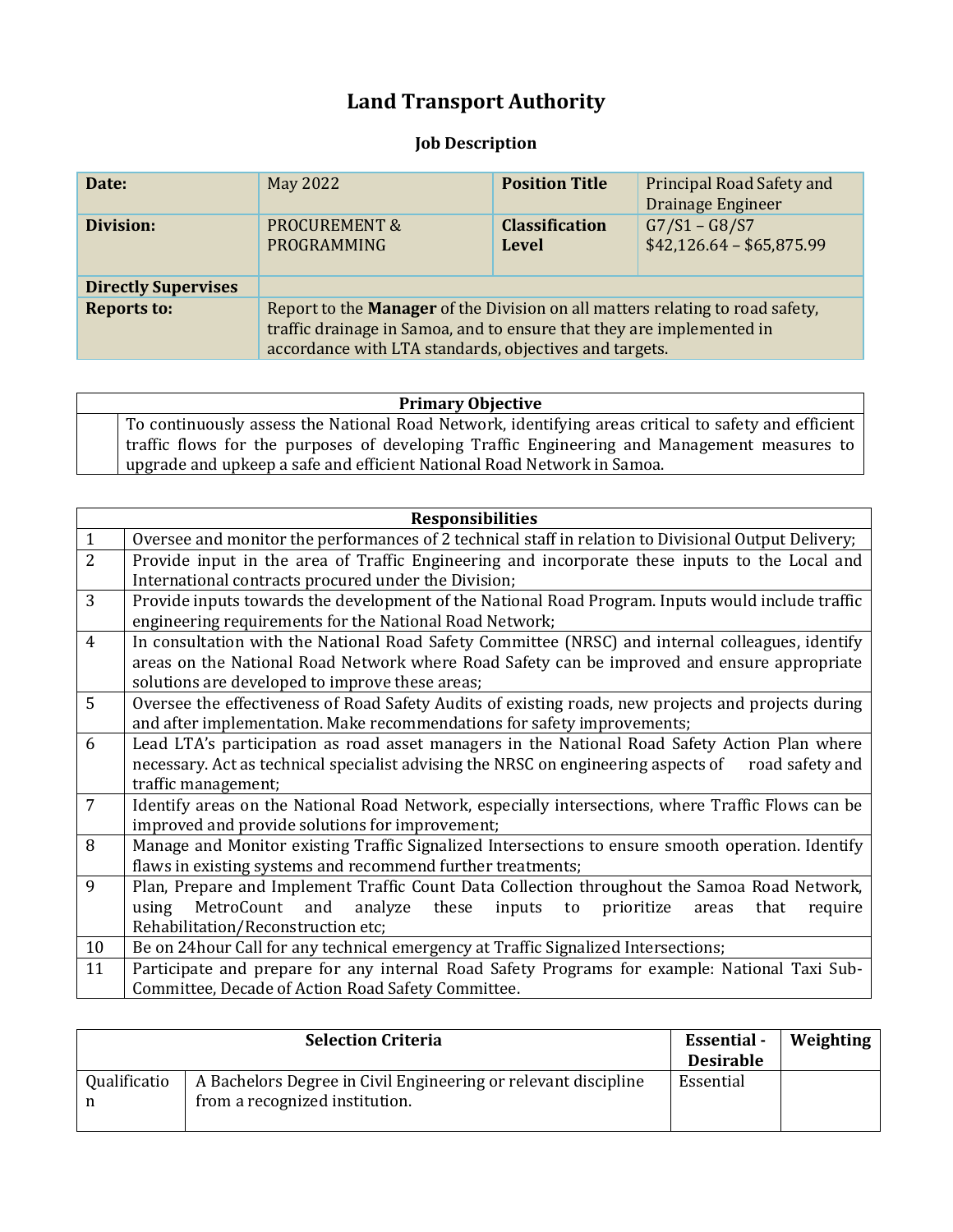# Land Transport Authority

### Job Description

| **Date:** | May 2022 | **Position Title** | Principal Road Safety and Drainage Engineer |
|---|---|---|---|
| **Division:** | PROCUREMENT & PROGRAMMING | **Classification Level** | G7/S1 – G8/S7 $42,126.64 – $65,875.99 |
| **Directly Supervises** | | | |
| **Reports to:** | Report to the **Manager** of the Division on all matters relating to road safety, traffic drainage in Samoa, and to ensure that they are implemented in accordance with LTA standards, objectives and targets. | | |

| **Primary Objective** | |
|---|---|
| | To continuously assess the National Road Network, identifying areas critical to safety and efficient traffic flows for the purposes of developing Traffic Engineering and Management measures to upgrade and upkeep a safe and efficient National Road Network in Samoa. |

| **Responsibilities** | |
|---|---|
| 1 | Oversee and monitor the performances of 2 technical staff in relation to Divisional Output Delivery; |
| 2 | Provide input in the area of Traffic Engineering and incorporate these inputs to the Local and International contracts procured under the Division; |
| 3 | Provide inputs towards the development of the National Road Program. Inputs would include traffic engineering requirements for the National Road Network; |
| 4 | In consultation with the National Road Safety Committee (NRSC) and internal colleagues, identify areas on the National Road Network where Road Safety can be improved and ensure appropriate solutions are developed to improve these areas; |
| 5 | Oversee the effectiveness of Road Safety Audits of existing roads, new projects and projects during and after implementation. Make recommendations for safety improvements; |
| 6 | Lead LTA's participation as road asset managers in the National Road Safety Action Plan where necessary. Act as technical specialist advising the NRSC on engineering aspects of road safety and traffic management; |
| 7 | Identify areas on the National Road Network, especially intersections, where Traffic Flows can be improved and provide solutions for improvement; |
| 8 | Manage and Monitor existing Traffic Signalized Intersections to ensure smooth operation. Identify flaws in existing systems and recommend further treatments; |
| 9 | Plan, Prepare and Implement Traffic Count Data Collection throughout the Samoa Road Network, using MetroCount and analyze these inputs to prioritize areas that require Rehabilitation/Reconstruction etc; |
| 10 | Be on 24hour Call for any technical emergency at Traffic Signalized Intersections; |
| 11 | Participate and prepare for any internal Road Safety Programs for example: National Taxi Sub-Committee, Decade of Action Road Safety Committee. |

| **Selection Criteria** | | **Essential - Desirable** | **Weighting** |
|---|---|---|---|
| Qualification | A Bachelors Degree in Civil Engineering or relevant discipline from a recognized institution. | Essential | |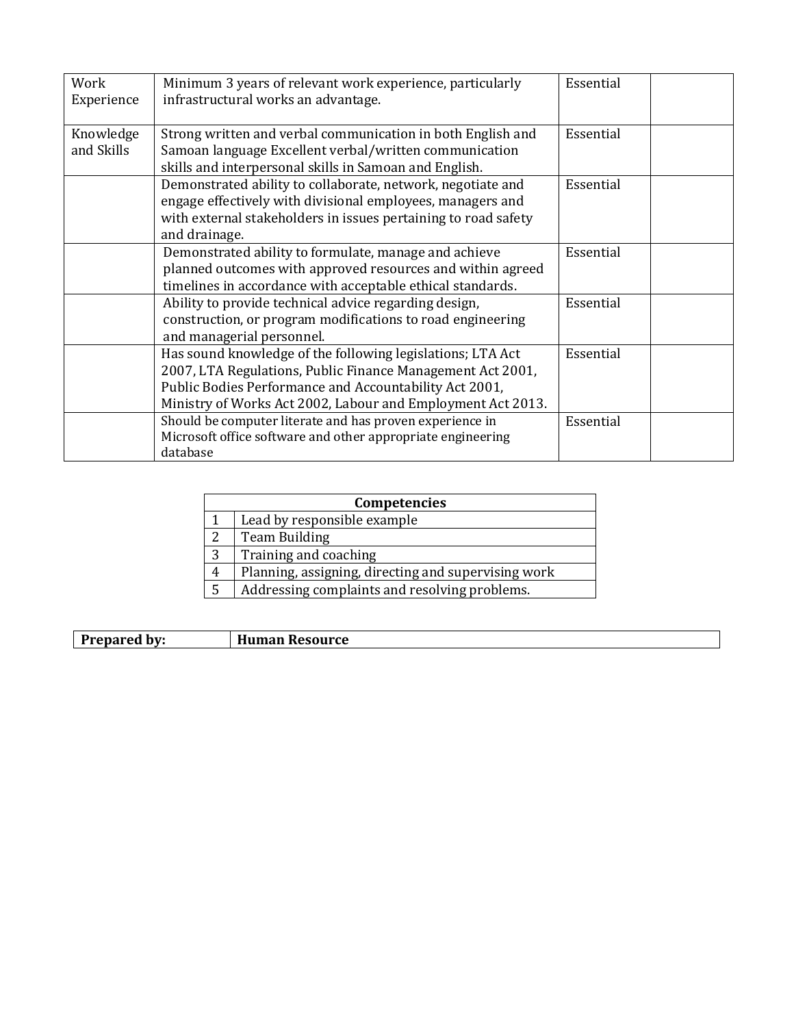| | | | |
|---|---|---|---|
| Work Experience | Minimum 3 years of relevant work experience, particularly infrastructural works an advantage. | Essential | |
| Knowledge and Skills | Strong written and verbal communication in both English and Samoan language Excellent verbal/written communication skills and interpersonal skills in Samoan and English. | Essential | |
| | Demonstrated ability to collaborate, network, negotiate and engage effectively with divisional employees, managers and with external stakeholders in issues pertaining to road safety and drainage. | Essential | |
| | Demonstrated ability to formulate, manage and achieve planned outcomes with approved resources and within agreed timelines in accordance with acceptable ethical standards. | Essential | |
| | Ability to provide technical advice regarding design, construction, or program modifications to road engineering and managerial personnel. | Essential | |
| | Has sound knowledge of the following legislations; LTA Act 2007, LTA Regulations, Public Finance Management Act 2001, Public Bodies Performance and Accountability Act 2001, Ministry of Works Act 2002, Labour and Employment Act 2013. | Essential | |
| | Should be computer literate and has proven experience in Microsoft office software and other appropriate engineering database | Essential | |

| | **Competencies** |
|---|---|
| 1 | Lead by responsible example |
| 2 | Team Building |
| 3 | Training and coaching |
| 4 | Planning, assigning, directing and supervising work |
| 5 | Addressing complaints and resolving problems. |

| | |
|---|---|
| **Prepared by:** | **Human Resource** |